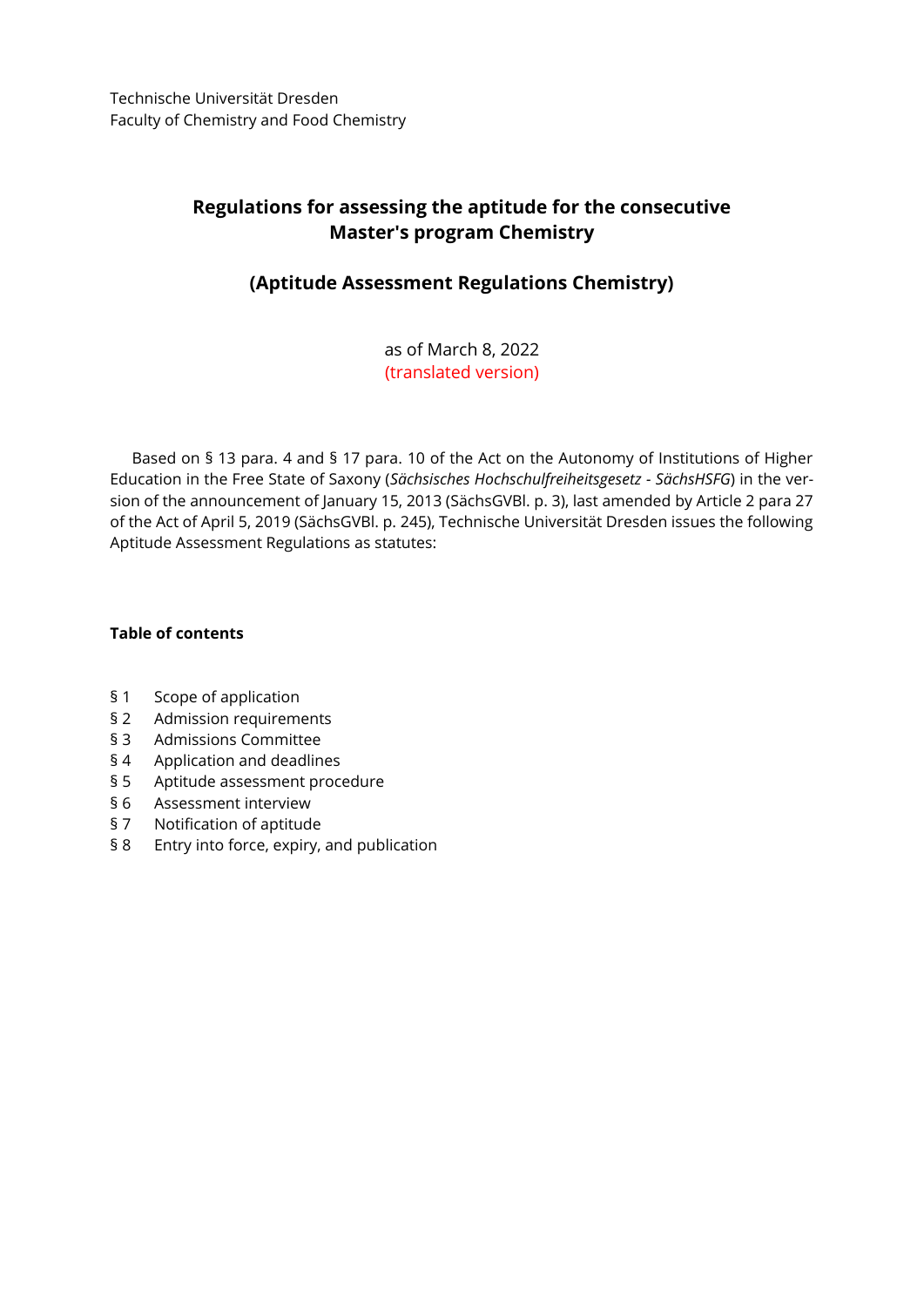Technische Universität Dresden
Faculty of Chemistry and Food Chemistry

# Regulations for assessing the aptitude for the consecutive Master's program Chemistry

## (Aptitude Assessment Regulations Chemistry)

as of March 8, 2022
(translated version)

Based on § 13 para. 4 and § 17 para. 10 of the Act on the Autonomy of Institutions of Higher Education in the Free State of Saxony (*Sächsisches Hochschulfreiheitsgesetz - SächsHSFG*) in the version of the announcement of January 15, 2013 (SächsGVBl. p. 3), last amended by Article 2 para 27 of the Act of April 5, 2019 (SächsGVBl. p. 245), Technische Universität Dresden issues the following Aptitude Assessment Regulations as statutes:

**Table of contents**

§ 1 Scope of application
§ 2 Admission requirements
§ 3 Admissions Committee
§ 4 Application and deadlines
§ 5 Aptitude assessment procedure
§ 6 Assessment interview
§ 7 Notification of aptitude
§ 8 Entry into force, expiry, and publication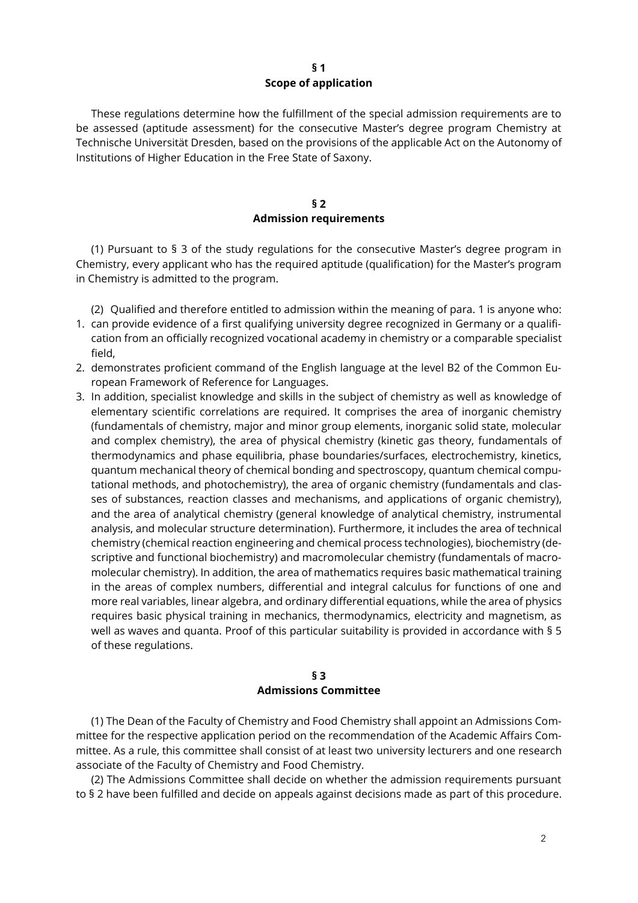## § 1
## Scope of application

These regulations determine how the fulfillment of the special admission requirements are to be assessed (aptitude assessment) for the consecutive Master's degree program Chemistry at Technische Universität Dresden, based on the provisions of the applicable Act on the Autonomy of Institutions of Higher Education in the Free State of Saxony.

## § 2
## Admission requirements

(1) Pursuant to § 3 of the study regulations for the consecutive Master's degree program in Chemistry, every applicant who has the required aptitude (qualification) for the Master's program in Chemistry is admitted to the program.

(2) Qualified and therefore entitled to admission within the meaning of para. 1 is anyone who:

1. can provide evidence of a first qualifying university degree recognized in Germany or a qualification from an officially recognized vocational academy in chemistry or a comparable specialist field,
2. demonstrates proficient command of the English language at the level B2 of the Common European Framework of Reference for Languages.
3. In addition, specialist knowledge and skills in the subject of chemistry as well as knowledge of elementary scientific correlations are required. It comprises the area of inorganic chemistry (fundamentals of chemistry, major and minor group elements, inorganic solid state, molecular and complex chemistry), the area of physical chemistry (kinetic gas theory, fundamentals of thermodynamics and phase equilibria, phase boundaries/surfaces, electrochemistry, kinetics, quantum mechanical theory of chemical bonding and spectroscopy, quantum chemical computational methods, and photochemistry), the area of organic chemistry (fundamentals and classes of substances, reaction classes and mechanisms, and applications of organic chemistry), and the area of analytical chemistry (general knowledge of analytical chemistry, instrumental analysis, and molecular structure determination). Furthermore, it includes the area of technical chemistry (chemical reaction engineering and chemical process technologies), biochemistry (descriptive and functional biochemistry) and macromolecular chemistry (fundamentals of macromolecular chemistry). In addition, the area of mathematics requires basic mathematical training in the areas of complex numbers, differential and integral calculus for functions of one and more real variables, linear algebra, and ordinary differential equations, while the area of physics requires basic physical training in mechanics, thermodynamics, electricity and magnetism, as well as waves and quanta. Proof of this particular suitability is provided in accordance with § 5 of these regulations.

## § 3
## Admissions Committee

(1) The Dean of the Faculty of Chemistry and Food Chemistry shall appoint an Admissions Committee for the respective application period on the recommendation of the Academic Affairs Committee. As a rule, this committee shall consist of at least two university lecturers and one research associate of the Faculty of Chemistry and Food Chemistry.

(2) The Admissions Committee shall decide on whether the admission requirements pursuant to § 2 have been fulfilled and decide on appeals against decisions made as part of this procedure.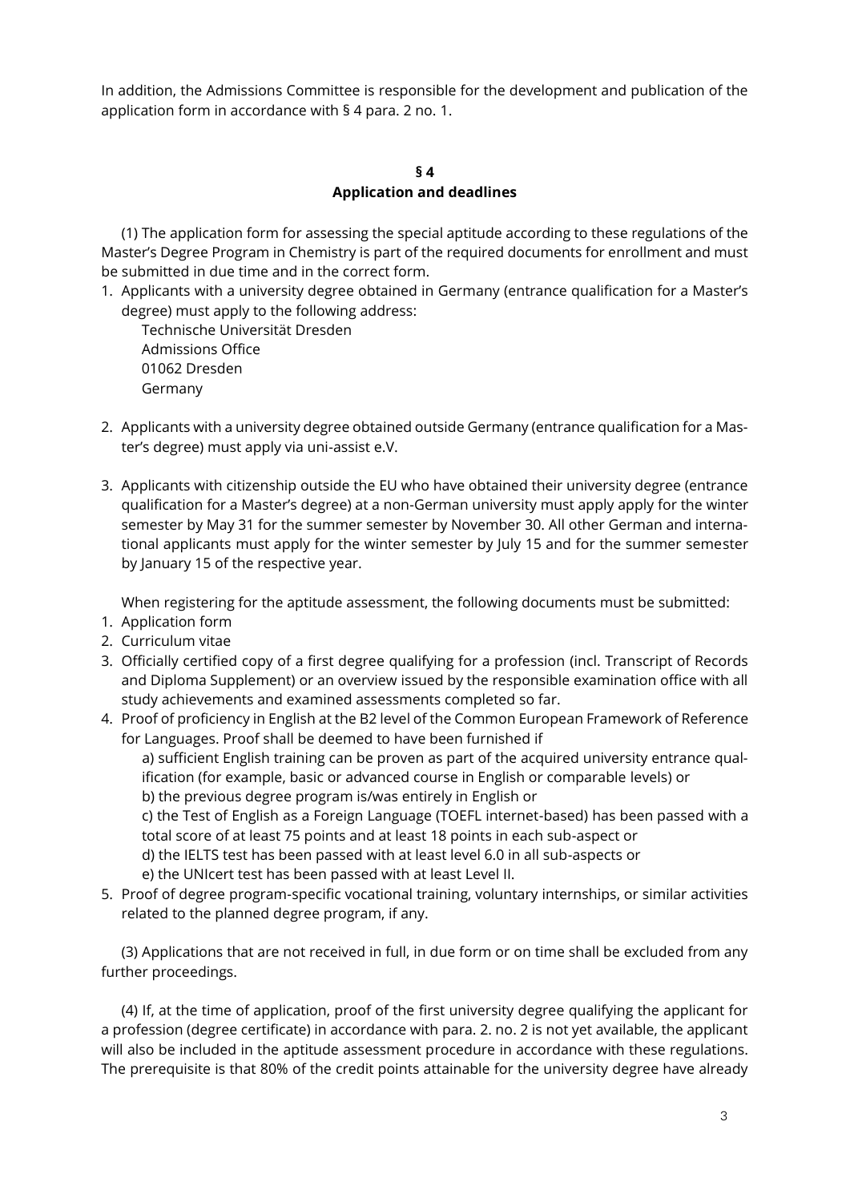In addition, the Admissions Committee is responsible for the development and publication of the application form in accordance with § 4 para. 2 no. 1.

## § 4
## Application and deadlines

(1) The application form for assessing the special aptitude according to these regulations of the Master's Degree Program in Chemistry is part of the required documents for enrollment and must be submitted in due time and in the correct form.

1. Applicants with a university degree obtained in Germany (entrance qualification for a Master's degree) must apply to the following address:
   Technische Universität Dresden
   Admissions Office
   01062 Dresden
   Germany

2. Applicants with a university degree obtained outside Germany (entrance qualification for a Master's degree) must apply via uni-assist e.V.

3. Applicants with citizenship outside the EU who have obtained their university degree (entrance qualification for a Master's degree) at a non-German university must apply apply for the winter semester by May 31 for the summer semester by November 30. All other German and international applicants must apply for the winter semester by July 15 and for the summer semester by January 15 of the respective year.

When registering for the aptitude assessment, the following documents must be submitted:

1. Application form
2. Curriculum vitae
3. Officially certified copy of a first degree qualifying for a profession (incl. Transcript of Records and Diploma Supplement) or an overview issued by the responsible examination office with all study achievements and examined assessments completed so far.
4. Proof of proficiency in English at the B2 level of the Common European Framework of Reference for Languages. Proof shall be deemed to have been furnished if
   a) sufficient English training can be proven as part of the acquired university entrance qualification (for example, basic or advanced course in English or comparable levels) or
   b) the previous degree program is/was entirely in English or
   c) the Test of English as a Foreign Language (TOEFL internet-based) has been passed with a total score of at least 75 points and at least 18 points in each sub-aspect or
   d) the IELTS test has been passed with at least level 6.0 in all sub-aspects or
   e) the UNIcert test has been passed with at least Level II.
5. Proof of degree program-specific vocational training, voluntary internships, or similar activities related to the planned degree program, if any.

(3) Applications that are not received in full, in due form or on time shall be excluded from any further proceedings.

(4) If, at the time of application, proof of the first university degree qualifying the applicant for a profession (degree certificate) in accordance with para. 2. no. 2 is not yet available, the applicant will also be included in the aptitude assessment procedure in accordance with these regulations. The prerequisite is that 80% of the credit points attainable for the university degree have already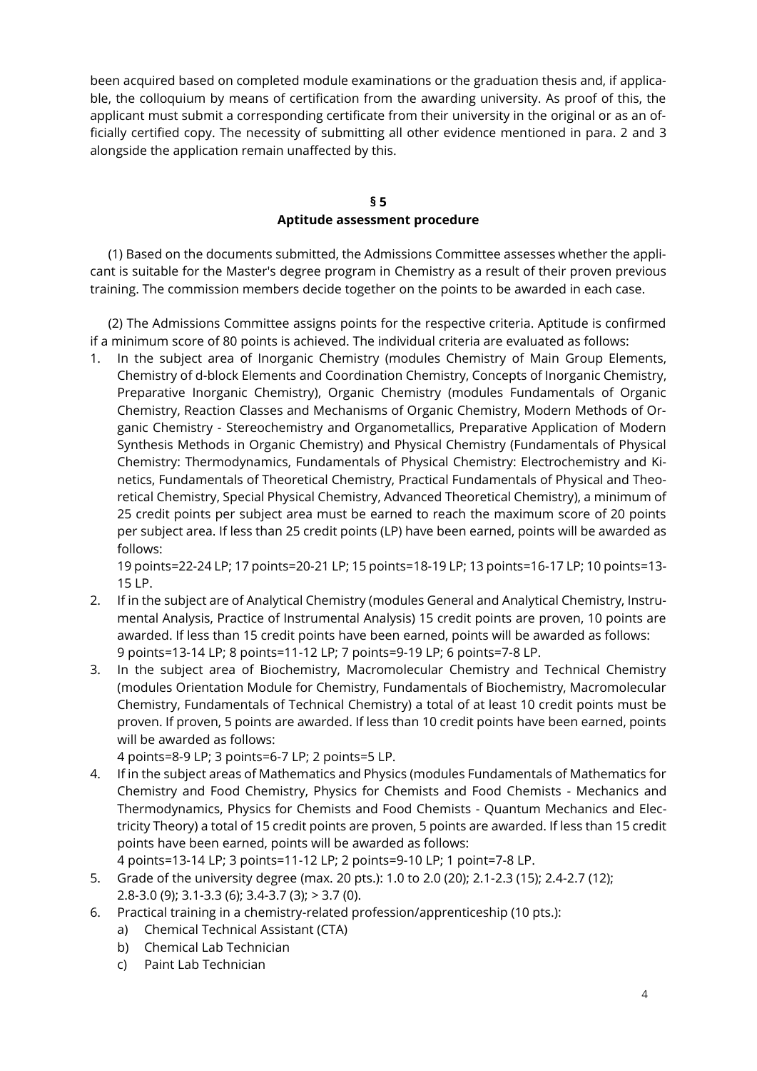been acquired based on completed module examinations or the graduation thesis and, if applicable, the colloquium by means of certification from the awarding university. As proof of this, the applicant must submit a corresponding certificate from their university in the original or as an officially certified copy. The necessity of submitting all other evidence mentioned in para. 2 and 3 alongside the application remain unaffected by this.

## § 5
## Aptitude assessment procedure

(1) Based on the documents submitted, the Admissions Committee assesses whether the applicant is suitable for the Master's degree program in Chemistry as a result of their proven previous training. The commission members decide together on the points to be awarded in each case.

(2) The Admissions Committee assigns points for the respective criteria. Aptitude is confirmed if a minimum score of 80 points is achieved. The individual criteria are evaluated as follows:

1. In the subject area of Inorganic Chemistry (modules Chemistry of Main Group Elements, Chemistry of d-block Elements and Coordination Chemistry, Concepts of Inorganic Chemistry, Preparative Inorganic Chemistry), Organic Chemistry (modules Fundamentals of Organic Chemistry, Reaction Classes and Mechanisms of Organic Chemistry, Modern Methods of Organic Chemistry - Stereochemistry and Organometallics, Preparative Application of Modern Synthesis Methods in Organic Chemistry) and Physical Chemistry (Fundamentals of Physical Chemistry: Thermodynamics, Fundamentals of Physical Chemistry: Electrochemistry and Kinetics, Fundamentals of Theoretical Chemistry, Practical Fundamentals of Physical and Theoretical Chemistry, Special Physical Chemistry, Advanced Theoretical Chemistry), a minimum of 25 credit points per subject area must be earned to reach the maximum score of 20 points per subject area. If less than 25 credit points (LP) have been earned, points will be awarded as follows:
   19 points=22-24 LP; 17 points=20-21 LP; 15 points=18-19 LP; 13 points=16-17 LP; 10 points=13-15 LP.
2. If in the subject are of Analytical Chemistry (modules General and Analytical Chemistry, Instrumental Analysis, Practice of Instrumental Analysis) 15 credit points are proven, 10 points are awarded. If less than 15 credit points have been earned, points will be awarded as follows:
   9 points=13-14 LP; 8 points=11-12 LP; 7 points=9-19 LP; 6 points=7-8 LP.
3. In the subject area of Biochemistry, Macromolecular Chemistry and Technical Chemistry (modules Orientation Module for Chemistry, Fundamentals of Biochemistry, Macromolecular Chemistry, Fundamentals of Technical Chemistry) a total of at least 10 credit points must be proven. If proven, 5 points are awarded. If less than 10 credit points have been earned, points will be awarded as follows:
   4 points=8-9 LP; 3 points=6-7 LP; 2 points=5 LP.
4. If in the subject areas of Mathematics and Physics (modules Fundamentals of Mathematics for Chemistry and Food Chemistry, Physics for Chemists and Food Chemists - Mechanics and Thermodynamics, Physics for Chemists and Food Chemists - Quantum Mechanics and Electricity Theory) a total of 15 credit points are proven, 5 points are awarded. If less than 15 credit points have been earned, points will be awarded as follows:
   4 points=13-14 LP; 3 points=11-12 LP; 2 points=9-10 LP; 1 point=7-8 LP.
5. Grade of the university degree (max. 20 pts.): 1.0 to 2.0 (20); 2.1-2.3 (15); 2.4-2.7 (12); 2.8-3.0 (9); 3.1-3.3 (6); 3.4-3.7 (3); > 3.7 (0).
6. Practical training in a chemistry-related profession/apprenticeship (10 pts.):
   a) Chemical Technical Assistant (CTA)
   b) Chemical Lab Technician
   c) Paint Lab Technician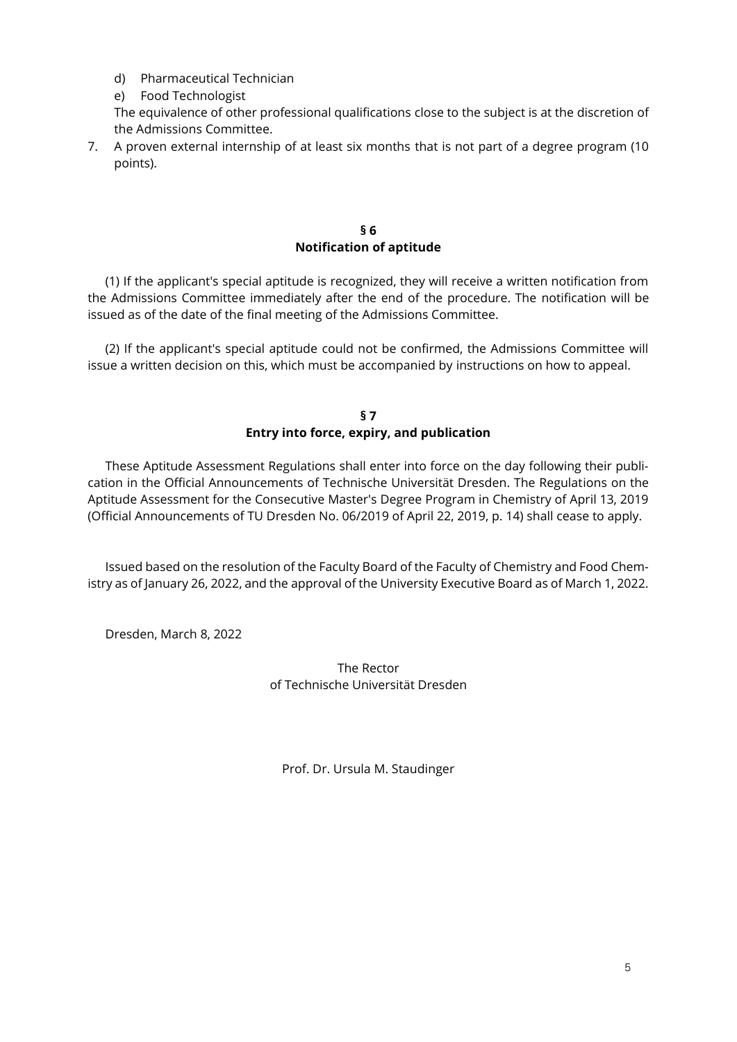d) Pharmaceutical Technician

e) Food Technologist

The equivalence of other professional qualifications close to the subject is at the discretion of the Admissions Committee.

7. A proven external internship of at least six months that is not part of a degree program (10 points).

## § 6
## Notification of aptitude

(1) If the applicant's special aptitude is recognized, they will receive a written notification from the Admissions Committee immediately after the end of the procedure. The notification will be issued as of the date of the final meeting of the Admissions Committee.

(2) If the applicant's special aptitude could not be confirmed, the Admissions Committee will issue a written decision on this, which must be accompanied by instructions on how to appeal.

## § 7
## Entry into force, expiry, and publication

These Aptitude Assessment Regulations shall enter into force on the day following their publication in the Official Announcements of Technische Universität Dresden. The Regulations on the Aptitude Assessment for the Consecutive Master's Degree Program in Chemistry of April 13, 2019 (Official Announcements of TU Dresden No. 06/2019 of April 22, 2019, p. 14) shall cease to apply.

Issued based on the resolution of the Faculty Board of the Faculty of Chemistry and Food Chemistry as of January 26, 2022, and the approval of the University Executive Board as of March 1, 2022.

Dresden, March 8, 2022

The Rector
of Technische Universität Dresden

Prof. Dr. Ursula M. Staudinger